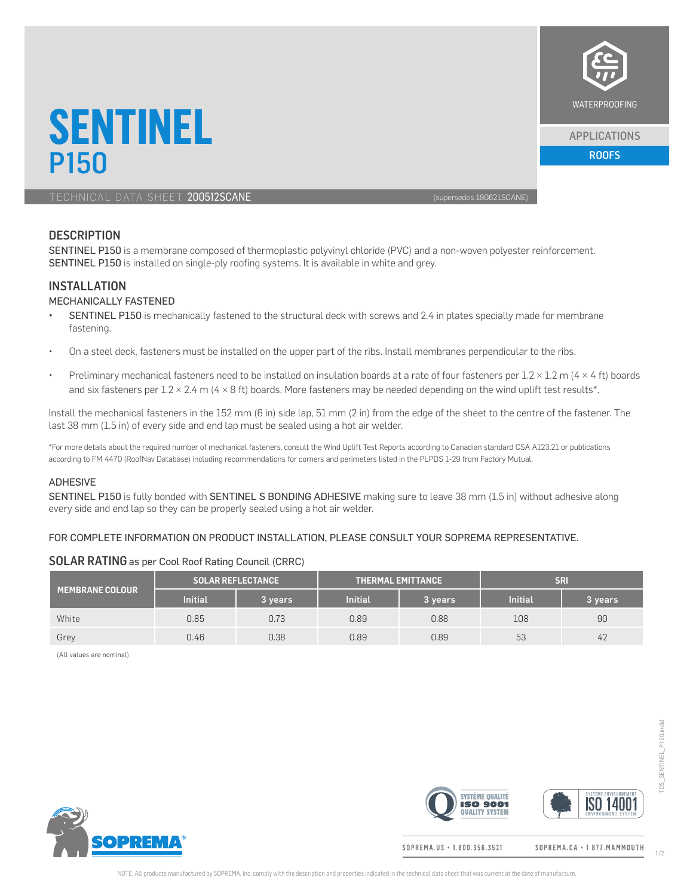# SENTINEL P150

TECHNICAL DATA SHEET 200512SCANE (supersedes 190621SCANE)

WATERPROOFING

APPLICATIONS

ROOFS

## DESCRIPTION

SENTINEL P150 is a membrane composed of thermoplastic polyvinyl chloride (PVC) and a non-woven polyester reinforcement. SENTINEL P150 is installed on single-ply roofing systems. It is available in white and grey.

## INSTALLATION

### MECHANICALLY FASTENED

- SENTINEL P150 is mechanically fastened to the structural deck with screws and 2.4 in plates specially made for membrane fastening.
- On a steel deck, fasteners must be installed on the upper part of the ribs. Install membranes perpendicular to the ribs.
- Preliminary mechanical fasteners need to be installed on insulation boards at a rate of four fasteners per 1.2 × 1.2 m (4 × 4 ft) boards and six fasteners per 1.2 × 2.4 m (4 × 8 ft) boards. More fasteners may be needed depending on the wind uplift test results*.

Install the mechanical fasteners in the 152 mm (6 in) side lap, 51 mm (2 in) from the edge of the sheet to the centre of the fastener. The last 38 mm (1.5 in) of every side and end lap must be sealed using a hot air welder.

*For more details about the required number of mechanical fasteners, consult the Wind Uplift Test Reports according to Canadian standard CSA A123.21 or publications according to FM 4470 (RoofNav Database) including recommendations for corners and perimeters listed in the PLPDS 1-29 from Factory Mutual.

### ADHESIVE

SENTINEL P150 is fully bonded with SENTINEL S BONDING ADHESIVE making sure to leave 38 mm (1.5 in) without adhesive along every side and end lap so they can be properly sealed using a hot air welder.

FOR COMPLETE INFORMATION ON PRODUCT INSTALLATION, PLEASE CONSULT YOUR SOPREMA REPRESENTATIVE.

## SOLAR RATING as per Cool Roof Rating Council (CRRC)

| MEMBRANE COLOUR | SOLAR REFLECTANCE | | THERMAL EMITTANCE | | SRI | |
|---|---|---|---|---|---|---|
| | Initial | 3 years | Initial | 3 years | Initial | 3 years |
| White | 0.85 | 0.73 | 0.89 | 0.88 | 108 | 90 |
| Grey | 0.46 | 0.38 | 0.89 | 0.89 | 53 | 42 |

(All values are nominal)

SOPREMA.US • 1.800.356.3521 SOPREMA.CA • 1.877.MAMMOUTH

NOTE: All products manufactured by SOPREMA, Inc. comply with the description and properties indicated in the technical data sheet that was current at the date of manufacture.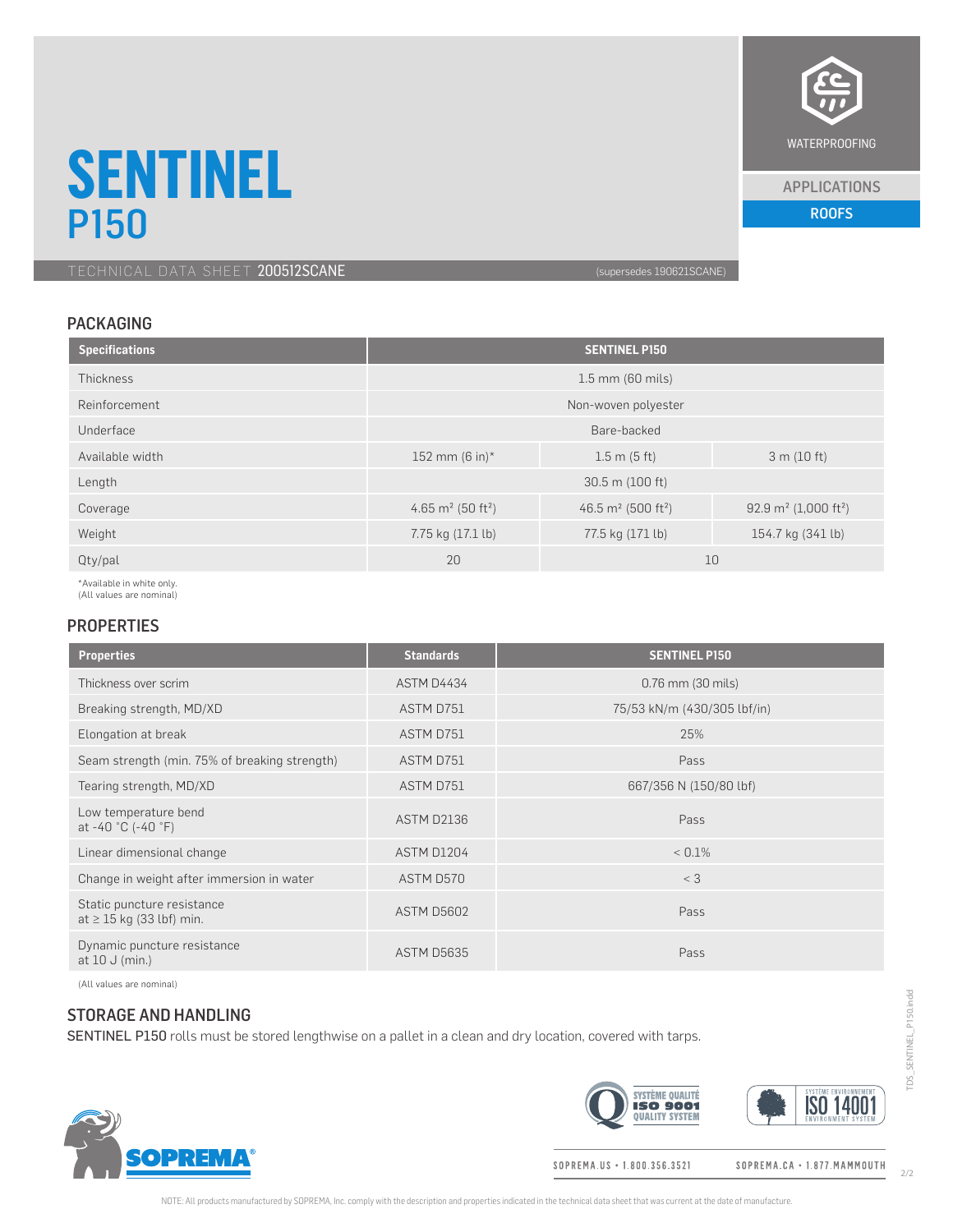# SENTINEL P150

WATERPROOFING

APPLICATIONS

ROOFS

TECHNICAL DATA SHEET 200512SCANE (supersedes 190621SCANE)

## PACKAGING

| Specifications | SENTINEL P150 | | |
|---|---|---|---|
| Thickness | 1.5 mm (60 mils) | | |
| Reinforcement | Non-woven polyester | | |
| Underface | Bare-backed | | |
| Available width | 152 mm (6 in)* | 1.5 m (5 ft) | 3 m (10 ft) |
| Length | 30.5 m (100 ft) | | |
| Coverage | 4.65 m² (50 ft²) | 46.5 m² (500 ft²) | 92.9 m² (1,000 ft²) |
| Weight | 7.75 kg (17.1 lb) | 77.5 kg (171 lb) | 154.7 kg (341 lb) |
| Qty/pal | 20 | 10 | |

*Available in white only.
(All values are nominal)

## PROPERTIES

| Properties | Standards | SENTINEL P150 |
|---|---|---|
| Thickness over scrim | ASTM D4434 | 0.76 mm (30 mils) |
| Breaking strength, MD/XD | ASTM D751 | 75/53 kN/m (430/305 lbf/in) |
| Elongation at break | ASTM D751 | 25% |
| Seam strength (min. 75% of breaking strength) | ASTM D751 | Pass |
| Tearing strength, MD/XD | ASTM D751 | 667/356 N (150/80 lbf) |
| Low temperature bend at -40 °C (-40 °F) | ASTM D2136 | Pass |
| Linear dimensional change | ASTM D1204 | < 0.1% |
| Change in weight after immersion in water | ASTM D570 | < 3 |
| Static puncture resistance at ≥ 15 kg (33 lbf) min. | ASTM D5602 | Pass |
| Dynamic puncture resistance at 10 J (min.) | ASTM D5635 | Pass |

(All values are nominal)

## STORAGE AND HANDLING

SENTINEL P150 rolls must be stored lengthwise on a pallet in a clean and dry location, covered with tarps.

SOPREMA.US • 1.800.356.3521 SOPREMA.CA • 1.877.MAMMOUTH

NOTE: All products manufactured by SOPREMA, Inc. comply with the description and properties indicated in the technical data sheet that was current at the date of manufacture.